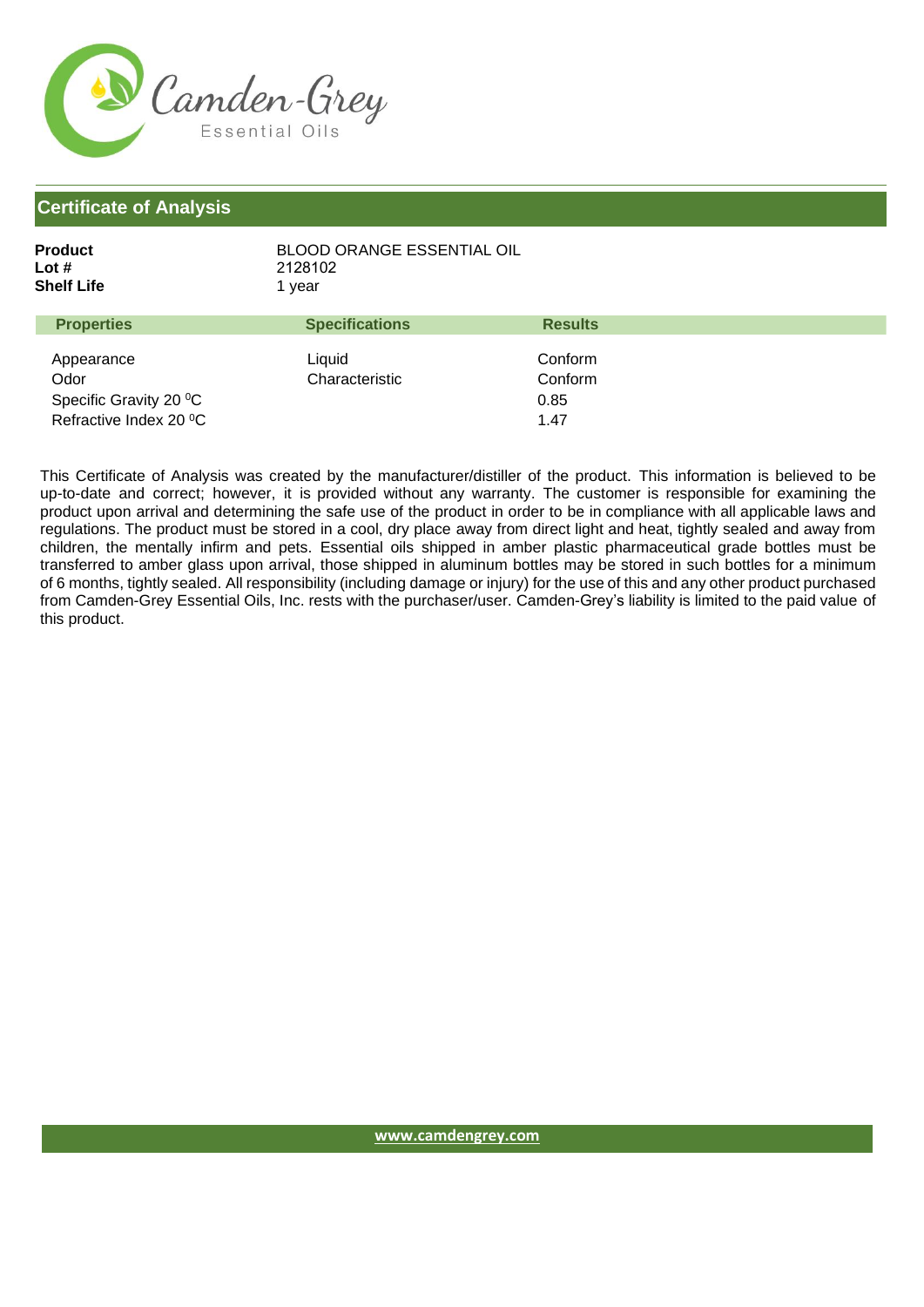Camden-Grey
Essential Oils

## Certificate of Analysis

**Product** BLOOD ORANGE ESSENTIAL OIL
**Lot #** 2128102
**Shelf Life** 1 year

| Properties | Specifications | Results |
|---|---|---|
| Appearance | Liquid | Conform |
| Odor | Characteristic | Conform |
| Specific Gravity 20 ⁰C | | 0.85 |
| Refractive Index 20 ⁰C | | 1.47 |

This Certificate of Analysis was created by the manufacturer/distiller of the product. This information is believed to be up-to-date and correct; however, it is provided without any warranty. The customer is responsible for examining the product upon arrival and determining the safe use of the product in order to be in compliance with all applicable laws and regulations. The product must be stored in a cool, dry place away from direct light and heat, tightly sealed and away from children, the mentally infirm and pets. Essential oils shipped in amber plastic pharmaceutical grade bottles must be transferred to amber glass upon arrival, those shipped in aluminum bottles may be stored in such bottles for a minimum of 6 months, tightly sealed. All responsibility (including damage or injury) for the use of this and any other product purchased from Camden-Grey Essential Oils, Inc. rests with the purchaser/user. Camden-Grey's liability is limited to the paid value of this product.

www.camdengrey.com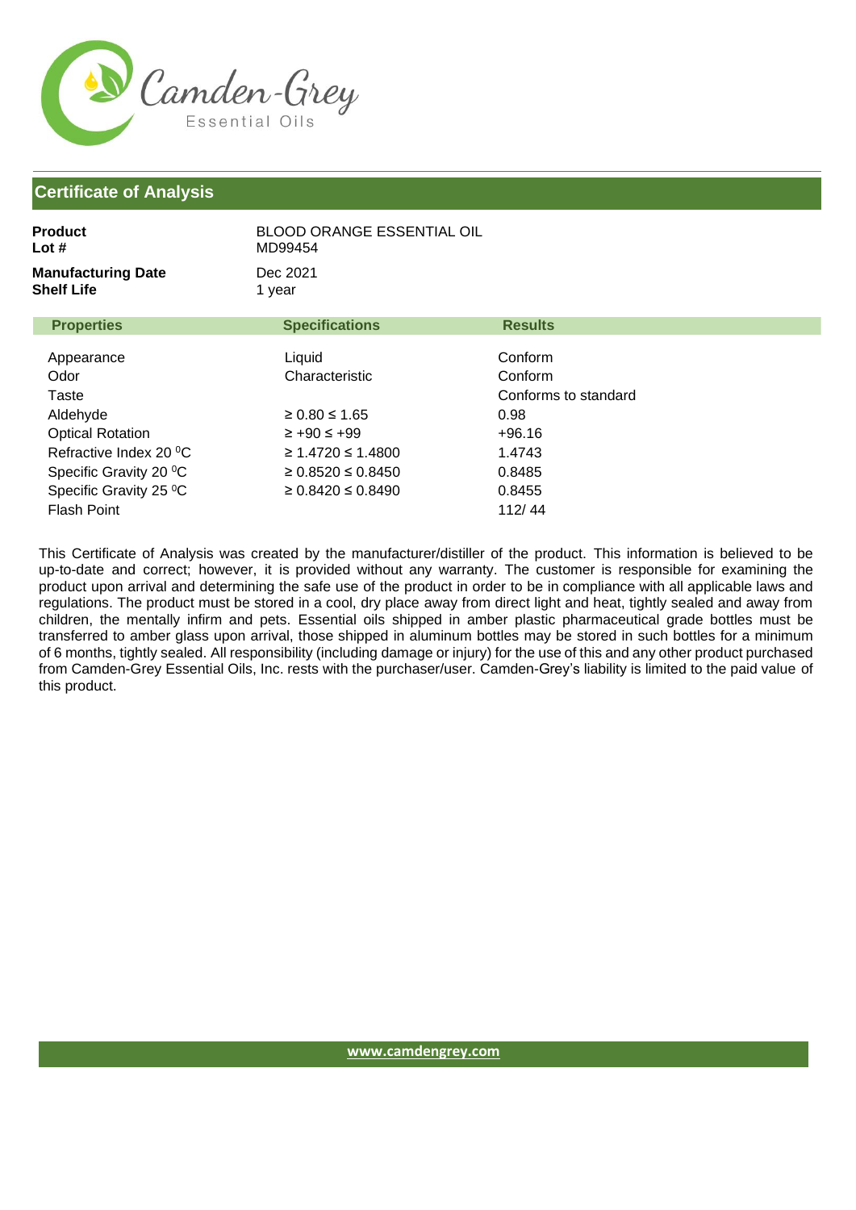Camden-Grey
Essential Oils

## Certificate of Analysis

**Product** BLOOD ORANGE ESSENTIAL OIL
**Lot #** MD99454

**Manufacturing Date** Dec 2021
**Shelf Life** 1 year

| Properties | Specifications | Results |
|---|---|---|
| Appearance | Liquid | Conform |
| Odor | Characteristic | Conform |
| Taste | | Conforms to standard |
| Aldehyde | ≥ 0.80 ≤ 1.65 | 0.98 |
| Optical Rotation | ≥ +90 ≤ +99 | +96.16 |
| Refractive Index 20 ⁰C | ≥ 1.4720 ≤ 1.4800 | 1.4743 |
| Specific Gravity 20 ⁰C | ≥ 0.8520 ≤ 0.8450 | 0.8485 |
| Specific Gravity 25 ⁰C | ≥ 0.8420 ≤ 0.8490 | 0.8455 |
| Flash Point | | 112/ 44 |

This Certificate of Analysis was created by the manufacturer/distiller of the product. This information is believed to be up-to-date and correct; however, it is provided without any warranty. The customer is responsible for examining the product upon arrival and determining the safe use of the product in order to be in compliance with all applicable laws and regulations. The product must be stored in a cool, dry place away from direct light and heat, tightly sealed and away from children, the mentally infirm and pets. Essential oils shipped in amber plastic pharmaceutical grade bottles must be transferred to amber glass upon arrival, those shipped in aluminum bottles may be stored in such bottles for a minimum of 6 months, tightly sealed. All responsibility (including damage or injury) for the use of this and any other product purchased from Camden-Grey Essential Oils, Inc. rests with the purchaser/user. Camden-Grey's liability is limited to the paid value of this product.

www.camdengrey.com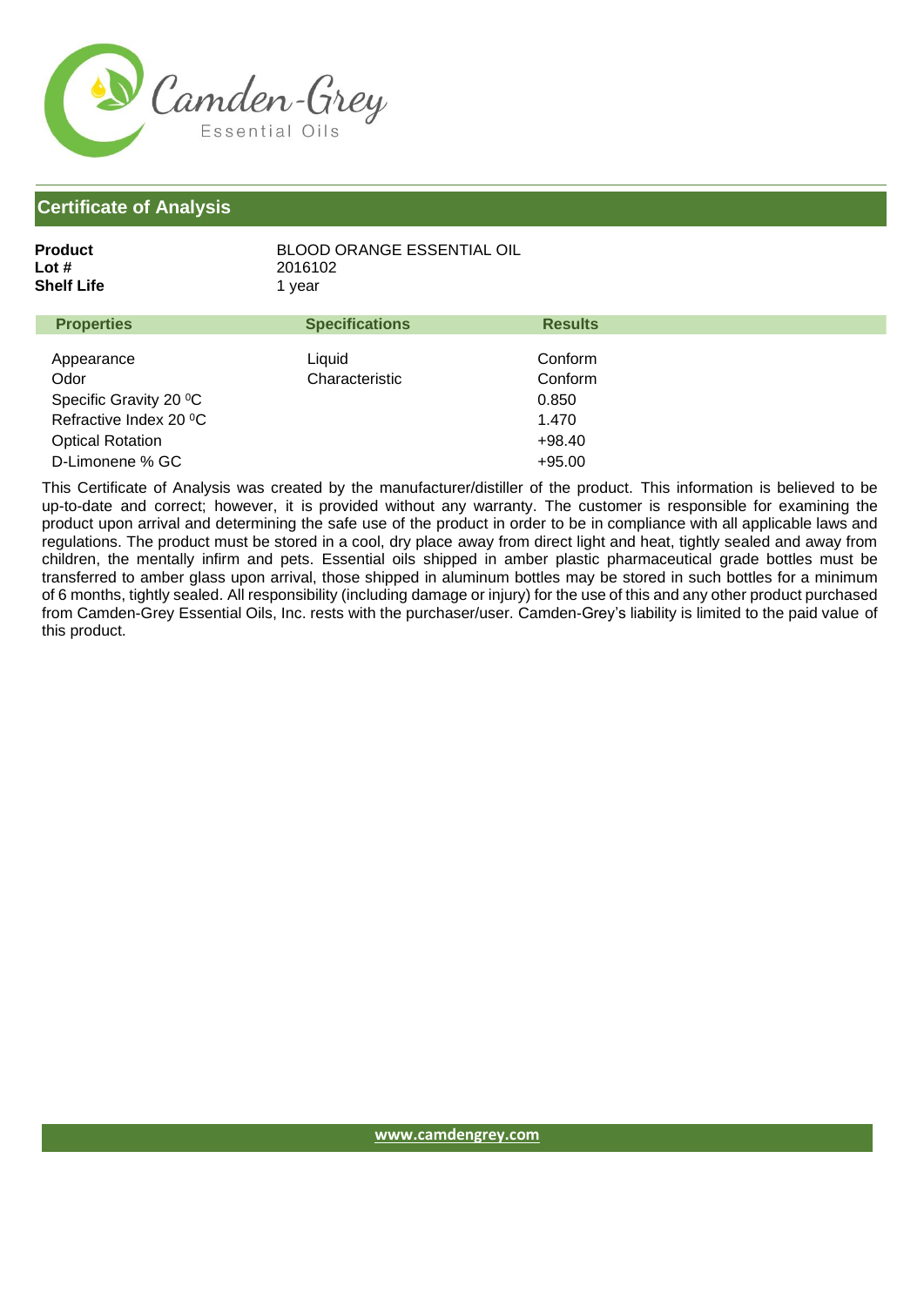Camden-Grey
Essential Oils

## Certificate of Analysis

| | |
|---|---|
| **Product** | BLOOD ORANGE ESSENTIAL OIL |
| **Lot #** | 2016102 |
| **Shelf Life** | 1 year |

| Properties | Specifications | Results |
|---|---|---|
| Appearance | Liquid | Conform |
| Odor | Characteristic | Conform |
| Specific Gravity 20 ⁰C | | 0.850 |
| Refractive Index 20 ⁰C | | 1.470 |
| Optical Rotation | | +98.40 |
| D-Limonene % GC | | +95.00 |

This Certificate of Analysis was created by the manufacturer/distiller of the product. This information is believed to be up-to-date and correct; however, it is provided without any warranty. The customer is responsible for examining the product upon arrival and determining the safe use of the product in order to be in compliance with all applicable laws and regulations. The product must be stored in a cool, dry place away from direct light and heat, tightly sealed and away from children, the mentally infirm and pets. Essential oils shipped in amber plastic pharmaceutical grade bottles must be transferred to amber glass upon arrival, those shipped in aluminum bottles may be stored in such bottles for a minimum of 6 months, tightly sealed. All responsibility (including damage or injury) for the use of this and any other product purchased from Camden-Grey Essential Oils, Inc. rests with the purchaser/user. Camden-Grey's liability is limited to the paid value of this product.

www.camdengrey.com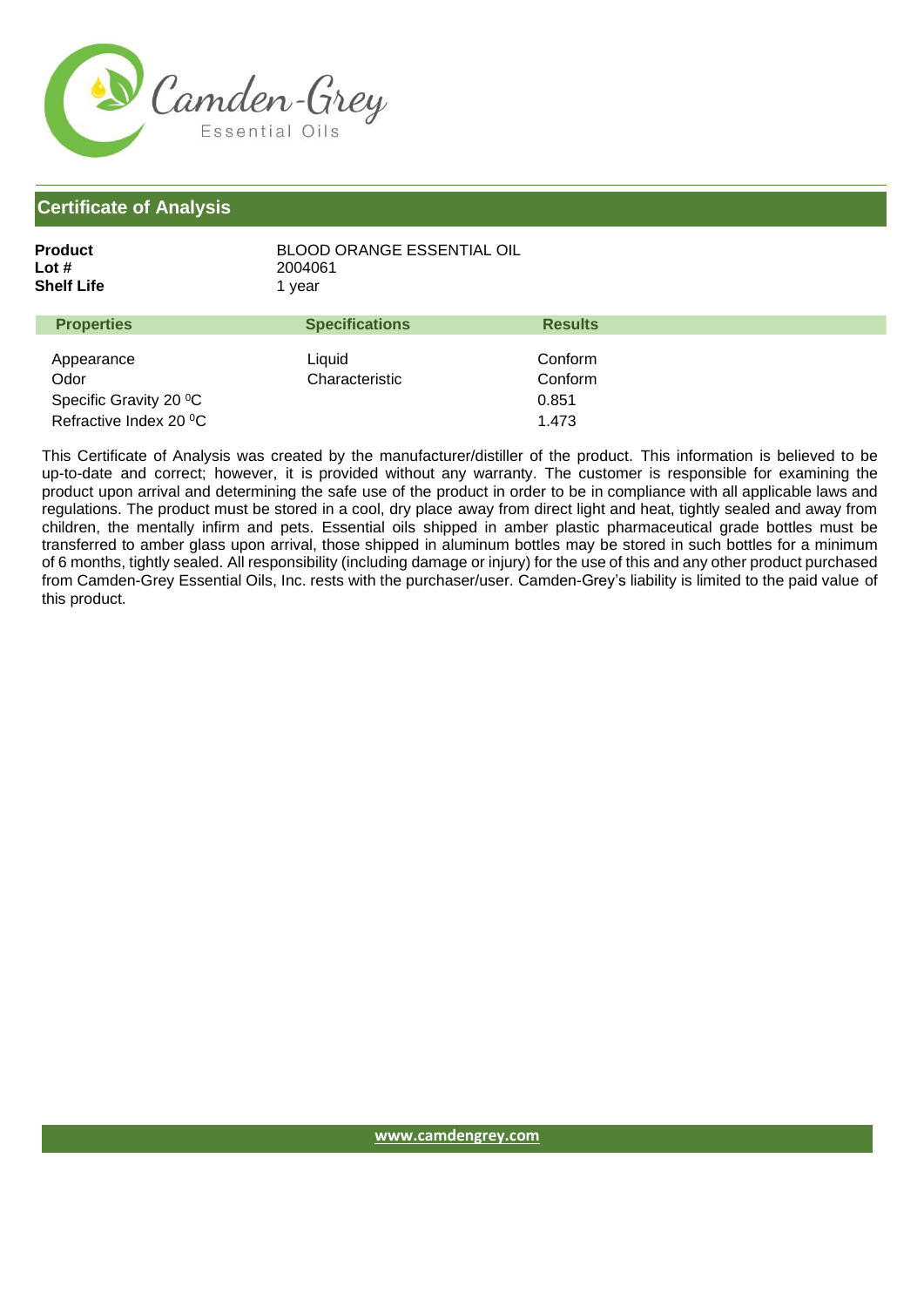Camden-Grey

Essential Oils

## Certificate of Analysis

| | |
|---|---|
| **Product** | BLOOD ORANGE ESSENTIAL OIL |
| **Lot #** | 2004061 |
| **Shelf Life** | 1 year |

| Properties | Specifications | Results |
|---|---|---|
| Appearance | Liquid | Conform |
| Odor | Characteristic | Conform |
| Specific Gravity 20 $^0$C | | 0.851 |
| Refractive Index 20 $^0$C | | 1.473 |

This Certificate of Analysis was created by the manufacturer/distiller of the product. This information is believed to be up-to-date and correct; however, it is provided without any warranty. The customer is responsible for examining the product upon arrival and determining the safe use of the product in order to be in compliance with all applicable laws and regulations. The product must be stored in a cool, dry place away from direct light and heat, tightly sealed and away from children, the mentally infirm and pets. Essential oils shipped in amber plastic pharmaceutical grade bottles must be transferred to amber glass upon arrival, those shipped in aluminum bottles may be stored in such bottles for a minimum of 6 months, tightly sealed. All responsibility (including damage or injury) for the use of this and any other product purchased from Camden-Grey Essential Oils, Inc. rests with the purchaser/user. Camden-Grey's liability is limited to the paid value of this product.

www.camdengrey.com